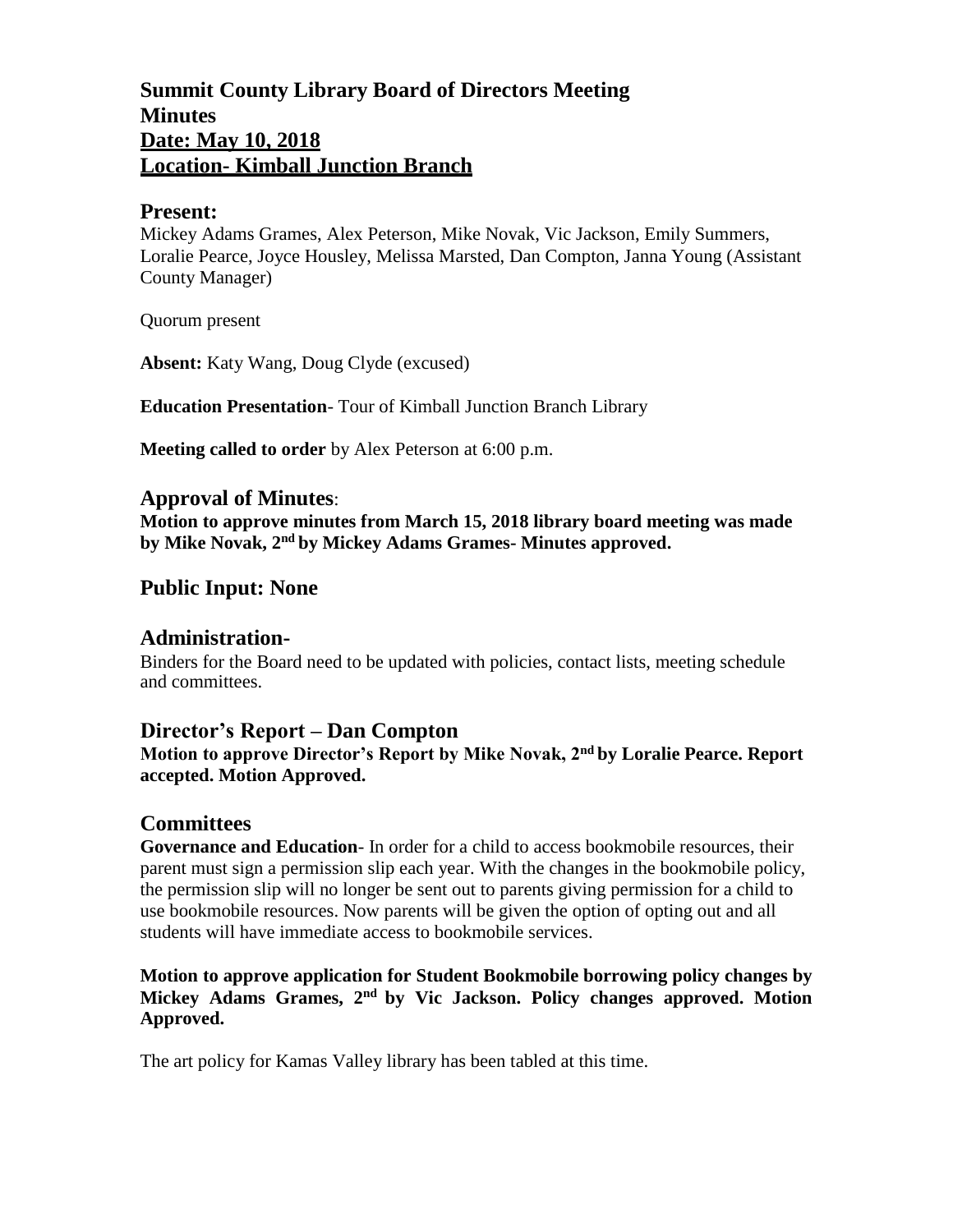# Summit County Library Board of Directors Meeting
# Minutes
## Date: May 10, 2018
## Location- Kimball Junction Branch

## Present:

Mickey Adams Grames, Alex Peterson, Mike Novak, Vic Jackson, Emily Summers, Loralie Pearce, Joyce Housley, Melissa Marsted, Dan Compton, Janna Young (Assistant County Manager)

Quorum present

**Absent:** Katy Wang, Doug Clyde (excused)

**Education Presentation**- Tour of Kimball Junction Branch Library

**Meeting called to order** by Alex Peterson at 6:00 p.m.

## Approval of Minutes:

**Motion to approve minutes from March 15, 2018 library board meeting was made by Mike Novak, 2nd by Mickey Adams Grames- Minutes approved.**

## Public Input: None

## Administration-

Binders for the Board need to be updated with policies, contact lists, meeting schedule and committees.

## Director's Report – Dan Compton

**Motion to approve Director's Report by Mike Novak, 2nd by Loralie Pearce. Report accepted. Motion Approved.**

## Committees

**Governance and Education**- In order for a child to access bookmobile resources, their parent must sign a permission slip each year. With the changes in the bookmobile policy, the permission slip will no longer be sent out to parents giving permission for a child to use bookmobile resources. Now parents will be given the option of opting out and all students will have immediate access to bookmobile services.

**Motion to approve application for Student Bookmobile borrowing policy changes by Mickey Adams Grames, 2nd by Vic Jackson. Policy changes approved. Motion Approved.**

The art policy for Kamas Valley library has been tabled at this time.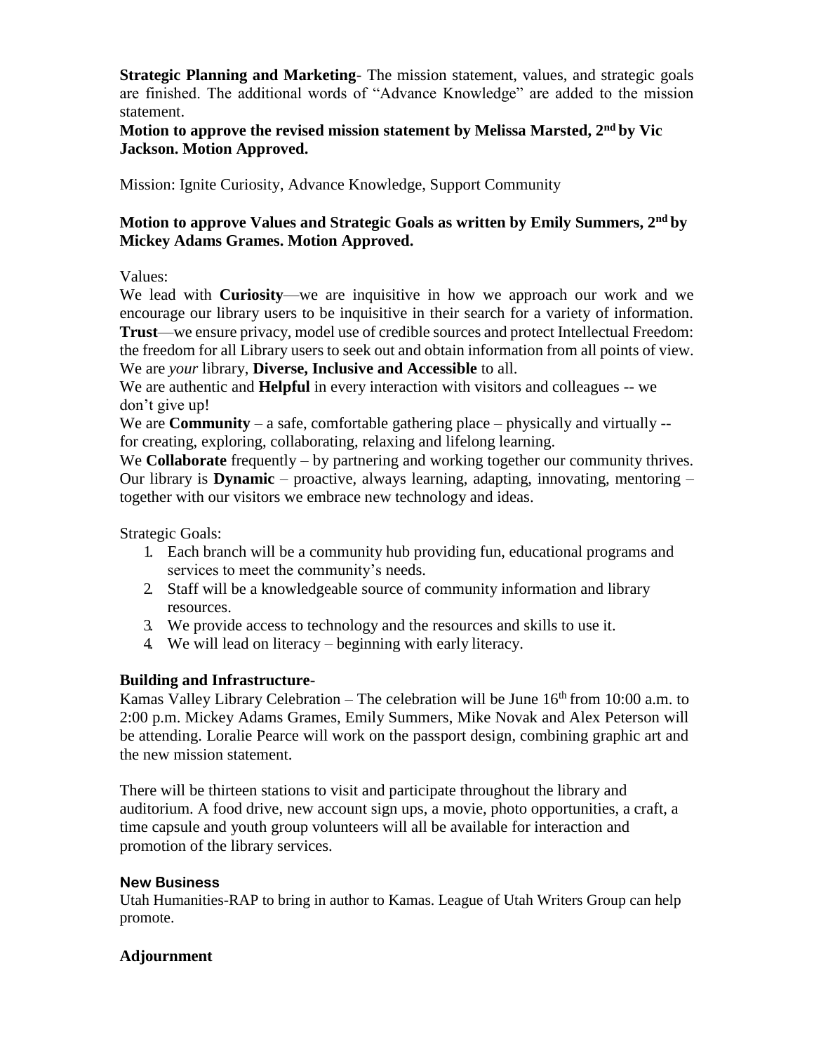**Strategic Planning and Marketing**- The mission statement, values, and strategic goals are finished. The additional words of "Advance Knowledge" are added to the mission statement.

**Motion to approve the revised mission statement by Melissa Marsted, 2nd by Vic Jackson. Motion Approved.**

Mission: Ignite Curiosity, Advance Knowledge, Support Community

**Motion to approve Values and Strategic Goals as written by Emily Summers, 2nd by Mickey Adams Grames. Motion Approved.**

Values:

We lead with **Curiosity**—we are inquisitive in how we approach our work and we encourage our library users to be inquisitive in their search for a variety of information. **Trust**—we ensure privacy, model use of credible sources and protect Intellectual Freedom: the freedom for all Library users to seek out and obtain information from all points of view. We are *your* library, **Diverse, Inclusive and Accessible** to all.

We are authentic and **Helpful** in every interaction with visitors and colleagues -- we don't give up!

We are **Community** – a safe, comfortable gathering place – physically and virtually -- for creating, exploring, collaborating, relaxing and lifelong learning.

We **Collaborate** frequently – by partnering and working together our community thrives. Our library is **Dynamic** – proactive, always learning, adapting, innovating, mentoring – together with our visitors we embrace new technology and ideas.

Strategic Goals:

1. Each branch will be a community hub providing fun, educational programs and services to meet the community's needs.
2. Staff will be a knowledgeable source of community information and library resources.
3. We provide access to technology and the resources and skills to use it.
4. We will lead on literacy – beginning with early literacy.

**Building and Infrastructure**-

Kamas Valley Library Celebration – The celebration will be June 16th from 10:00 a.m. to 2:00 p.m. Mickey Adams Grames, Emily Summers, Mike Novak and Alex Peterson will be attending. Loralie Pearce will work on the passport design, combining graphic art and the new mission statement.

There will be thirteen stations to visit and participate throughout the library and auditorium. A food drive, new account sign ups, a movie, photo opportunities, a craft, a time capsule and youth group volunteers will all be available for interaction and promotion of the library services.

**New Business**

Utah Humanities-RAP to bring in author to Kamas. League of Utah Writers Group can help promote.

**Adjournment**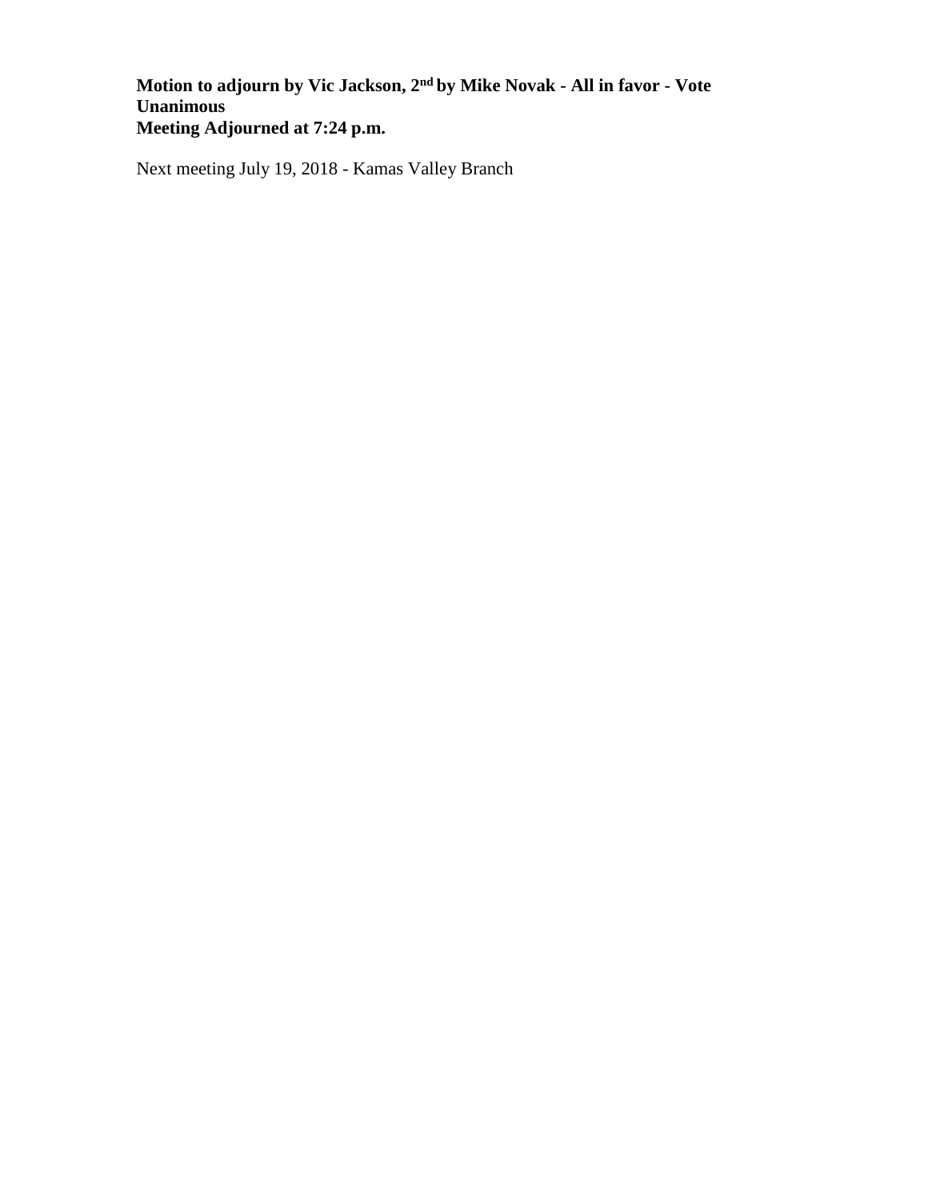**Motion to adjourn by Vic Jackson, 2nd by Mike Novak - All in favor - Vote Unanimous**
**Meeting Adjourned at 7:24 p.m.**

Next meeting July 19, 2018 - Kamas Valley Branch